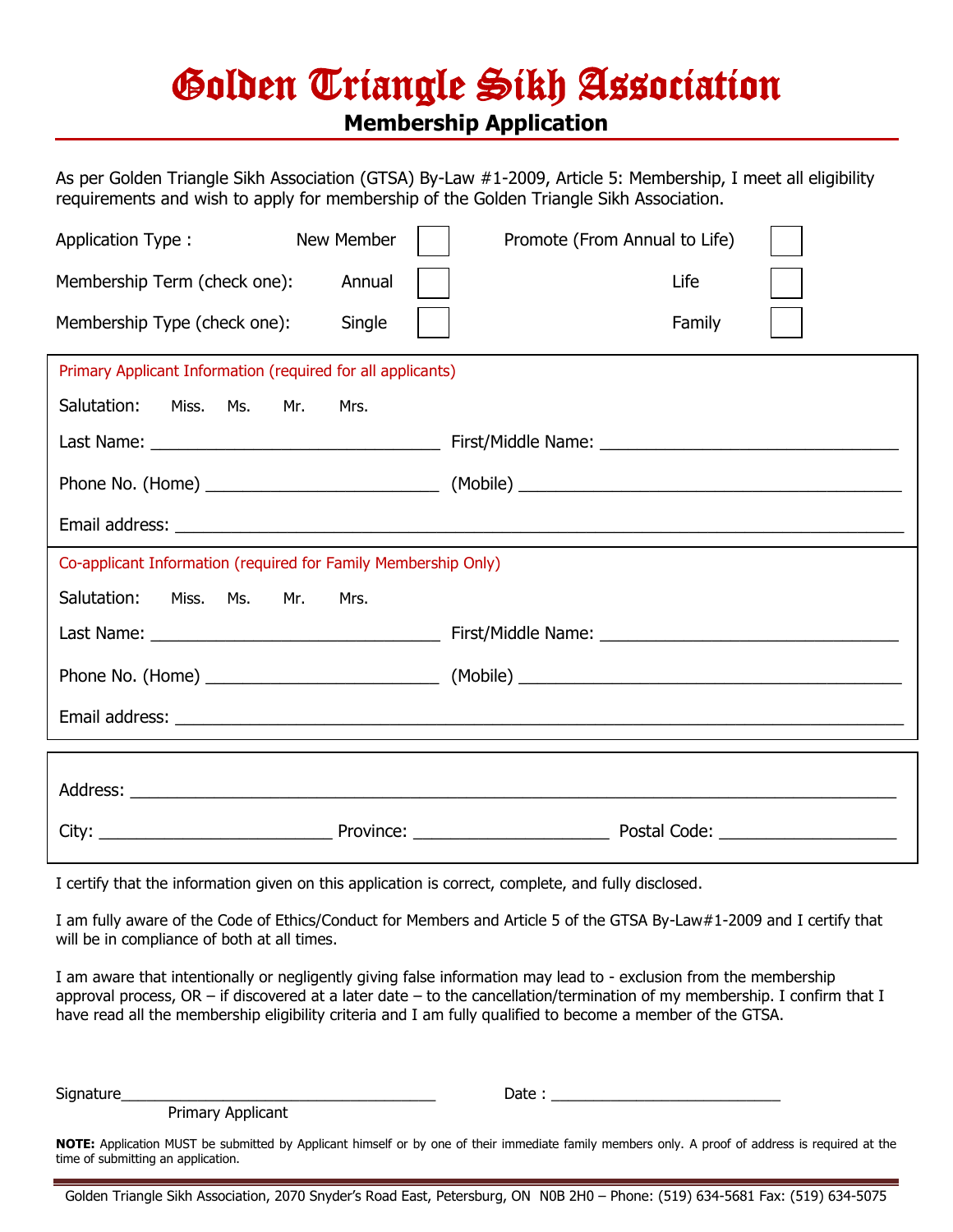# Golden Triangle Sikh Association

## Membership Application

As per Golden Triangle Sikh Association (GTSA) By-Law #1-2009, Article 5: Membership, I meet all eligibility requirements and wish to apply for membership of the Golden Triangle Sikh Association.

Application Type : New Member ☐ Promote (From Annual to Life) ☐

Membership Term (check one): Annual ☐ Life ☐

Membership Type (check one): Single ☐ Family ☐

**Primary Applicant Information (required for all applicants)**

Salutation: Miss. Ms. Mr. Mrs.

Last Name: ______________________ First/Middle Name: ______________________

Phone No. (Home) ______________________ (Mobile) ______________________

Email address: ______________________

**Co-applicant Information (required for Family Membership Only)**

Salutation: Miss. Ms. Mr. Mrs.

Last Name: ______________________ First/Middle Name: ______________________

Phone No. (Home) ______________________ (Mobile) ______________________

Email address: ______________________

Address: ______________________

City: ______________________ Province: ______________________ Postal Code: ______________________

I certify that the information given on this application is correct, complete, and fully disclosed.

I am fully aware of the Code of Ethics/Conduct for Members and Article 5 of the GTSA By-Law#1-2009 and I certify that will be in compliance of both at all times.

I am aware that intentionally or negligently giving false information may lead to - exclusion from the membership approval process, OR – if discovered at a later date – to the cancellation/termination of my membership. I confirm that I have read all the membership eligibility criteria and I am fully qualified to become a member of the GTSA.

Signature______________________ Date : ______________________

Primary Applicant

**NOTE:** Application MUST be submitted by Applicant himself or by one of their immediate family members only. A proof of address is required at the time of submitting an application.

Golden Triangle Sikh Association, 2070 Snyder's Road East, Petersburg, ON N0B 2H0 – Phone: (519) 634-5681 Fax: (519) 634-5075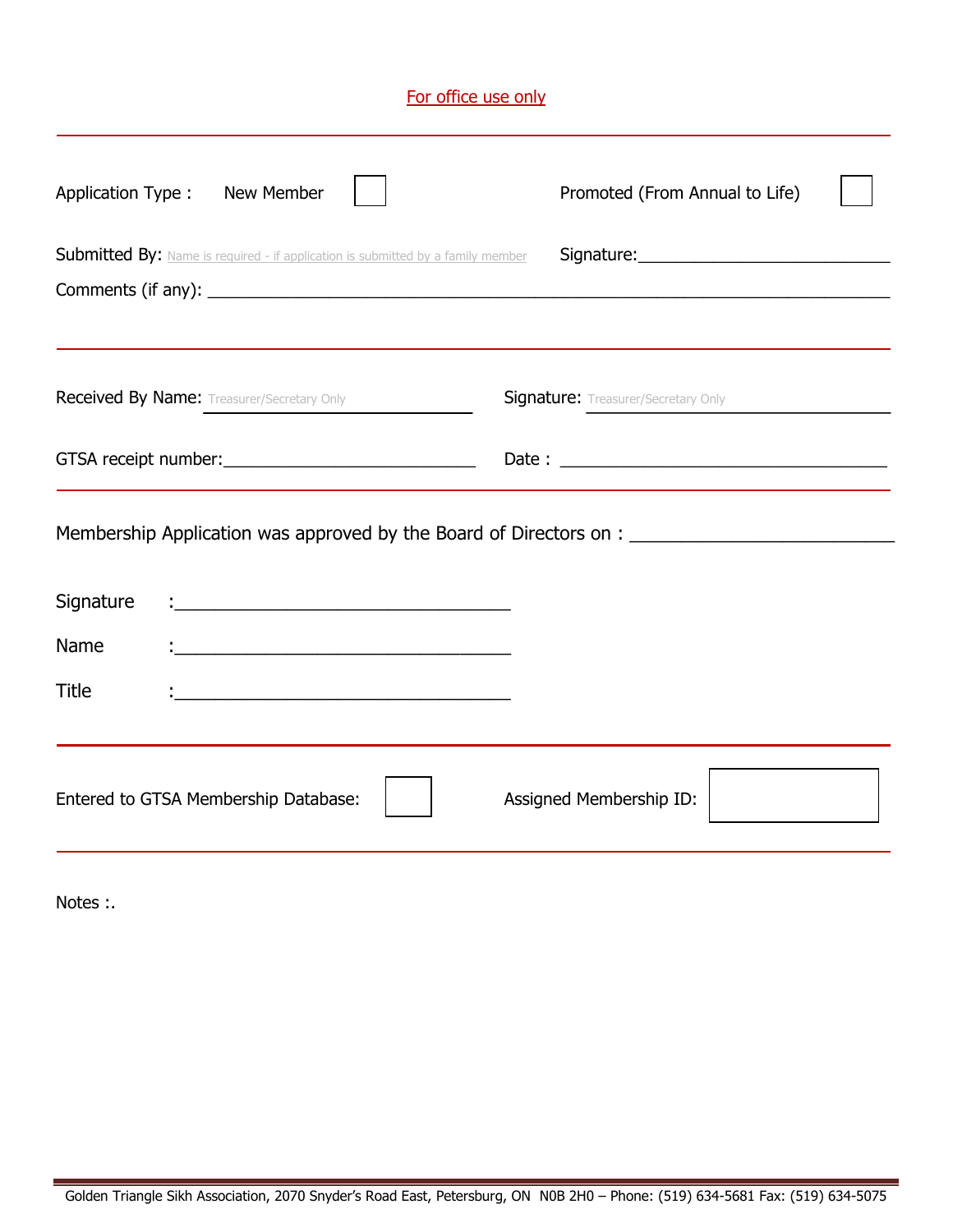For office use only

---

Application Type : New Member ☐ Promoted (From Annual to Life) ☐

Submitted By: Name is required - if application is submitted by a family member Signature:\_\_\_\_\_\_\_\_\_\_\_\_\_\_\_\_\_\_\_\_\_\_\_\_\_\_

Comments (if any): \_\_\_\_\_\_\_\_\_\_\_\_\_\_\_\_\_\_\_\_\_\_\_\_\_\_\_\_\_\_\_\_\_\_\_\_\_\_\_\_\_\_\_\_\_\_\_\_\_\_\_\_\_\_\_\_\_\_\_\_\_\_\_\_\_\_\_\_\_\_\_\_

---

Received By Name: Treasurer/Secretary Only \_\_\_\_\_\_\_\_\_\_\_\_\_\_\_\_\_\_\_\_ Signature: Treasurer/Secretary Only \_\_\_\_\_\_\_\_\_\_\_\_\_\_\_\_\_\_\_\_

GTSA receipt number:\_\_\_\_\_\_\_\_\_\_\_\_\_\_\_\_\_\_\_\_\_\_\_\_\_\_ Date : \_\_\_\_\_\_\_\_\_\_\_\_\_\_\_\_\_\_\_\_\_\_\_\_\_\_\_\_\_\_\_\_\_\_\_

---

Membership Application was approved by the Board of Directors on : \_\_\_\_\_\_\_\_\_\_\_\_\_\_\_\_\_\_\_\_\_\_\_\_\_\_

Signature :\_\_\_\_\_\_\_\_\_\_\_\_\_\_\_\_\_\_\_\_\_\_\_\_\_\_\_\_\_\_\_\_\_\_\_

Name :\_\_\_\_\_\_\_\_\_\_\_\_\_\_\_\_\_\_\_\_\_\_\_\_\_\_\_\_\_\_\_\_\_\_\_

Title :\_\_\_\_\_\_\_\_\_\_\_\_\_\_\_\_\_\_\_\_\_\_\_\_\_\_\_\_\_\_\_\_\_\_\_

---

Entered to GTSA Membership Database: ☐ Assigned Membership ID: ☐

---

Notes :.

Golden Triangle Sikh Association, 2070 Snyder's Road East, Petersburg, ON N0B 2H0 – Phone: (519) 634-5681 Fax: (519) 634-5075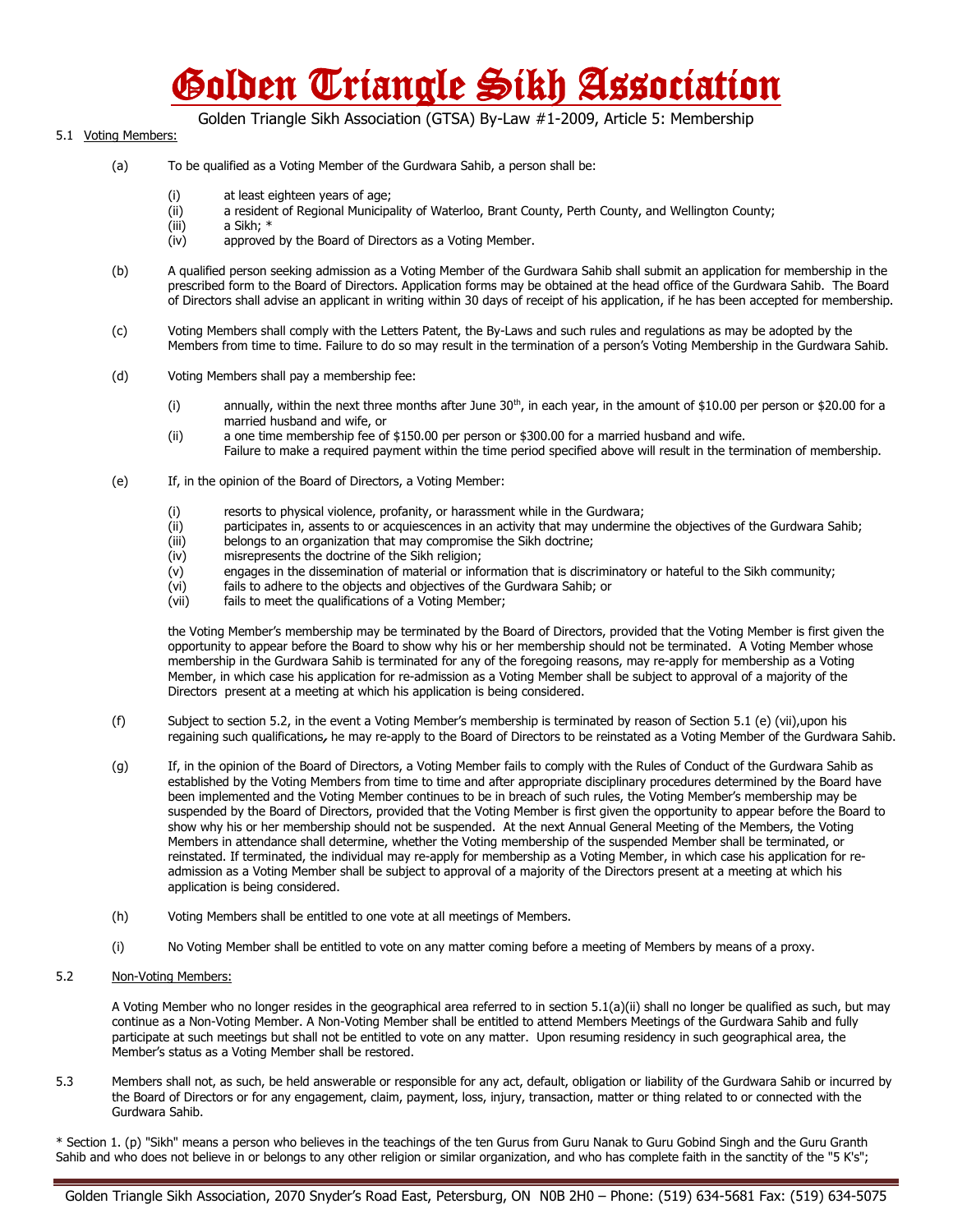# Golden Triangle Sikh Association

Golden Triangle Sikh Association (GTSA) By-Law #1-2009, Article 5: Membership

5.1 Voting Members:

(a) To be qualified as a Voting Member of the Gurdwara Sahib, a person shall be:

(i) at least eighteen years of age;
(ii) a resident of Regional Municipality of Waterloo, Brant County, Perth County, and Wellington County;
(iii) a Sikh; *
(iv) approved by the Board of Directors as a Voting Member.

(b) A qualified person seeking admission as a Voting Member of the Gurdwara Sahib shall submit an application for membership in the prescribed form to the Board of Directors. Application forms may be obtained at the head office of the Gurdwara Sahib. The Board of Directors shall advise an applicant in writing within 30 days of receipt of his application, if he has been accepted for membership.

(c) Voting Members shall comply with the Letters Patent, the By-Laws and such rules and regulations as may be adopted by the Members from time to time. Failure to do so may result in the termination of a person's Voting Membership in the Gurdwara Sahib.

(d) Voting Members shall pay a membership fee:

(i) annually, within the next three months after June 30th, in each year, in the amount of $10.00 per person or $20.00 for a married husband and wife, or
(ii) a one time membership fee of $150.00 per person or $300.00 for a married husband and wife.
Failure to make a required payment within the time period specified above will result in the termination of membership.

(e) If, in the opinion of the Board of Directors, a Voting Member:

(i) resorts to physical violence, profanity, or harassment while in the Gurdwara;
(ii) participates in, assents to or acquiescences in an activity that may undermine the objectives of the Gurdwara Sahib;
(iii) belongs to an organization that may compromise the Sikh doctrine;
(iv) misrepresents the doctrine of the Sikh religion;
(v) engages in the dissemination of material or information that is discriminatory or hateful to the Sikh community;
(vi) fails to adhere to the objects and objectives of the Gurdwara Sahib; or
(vii) fails to meet the qualifications of a Voting Member;

the Voting Member's membership may be terminated by the Board of Directors, provided that the Voting Member is first given the opportunity to appear before the Board to show why his or her membership should not be terminated. A Voting Member whose membership in the Gurdwara Sahib is terminated for any of the foregoing reasons, may re-apply for membership as a Voting Member, in which case his application for re-admission as a Voting Member shall be subject to approval of a majority of the Directors present at a meeting at which his application is being considered.

(f) Subject to section 5.2, in the event a Voting Member's membership is terminated by reason of Section 5.1 (e) (vii),upon his regaining such qualifications, he may re-apply to the Board of Directors to be reinstated as a Voting Member of the Gurdwara Sahib.

(g) If, in the opinion of the Board of Directors, a Voting Member fails to comply with the Rules of Conduct of the Gurdwara Sahib as established by the Voting Members from time to time and after appropriate disciplinary procedures determined by the Board have been implemented and the Voting Member continues to be in breach of such rules, the Voting Member's membership may be suspended by the Board of Directors, provided that the Voting Member is first given the opportunity to appear before the Board to show why his or her membership should not be suspended. At the next Annual General Meeting of the Members, the Voting Members in attendance shall determine, whether the Voting membership of the suspended Member shall be terminated, or reinstated. If terminated, the individual may re-apply for membership as a Voting Member, in which case his application for re-admission as a Voting Member shall be subject to approval of a majority of the Directors present at a meeting at which his application is being considered.

(h) Voting Members shall be entitled to one vote at all meetings of Members.

(i) No Voting Member shall be entitled to vote on any matter coming before a meeting of Members by means of a proxy.

5.2 Non-Voting Members:

A Voting Member who no longer resides in the geographical area referred to in section 5.1(a)(ii) shall no longer be qualified as such, but may continue as a Non-Voting Member. A Non-Voting Member shall be entitled to attend Members Meetings of the Gurdwara Sahib and fully participate at such meetings but shall not be entitled to vote on any matter. Upon resuming residency in such geographical area, the Member's status as a Voting Member shall be restored.

5.3 Members shall not, as such, be held answerable or responsible for any act, default, obligation or liability of the Gurdwara Sahib or incurred by the Board of Directors or for any engagement, claim, payment, loss, injury, transaction, matter or thing related to or connected with the Gurdwara Sahib.

* Section 1. (p) "Sikh" means a person who believes in the teachings of the ten Gurus from Guru Nanak to Guru Gobind Singh and the Guru Granth Sahib and who does not believe in or belongs to any other religion or similar organization, and who has complete faith in the sanctity of the "5 K's";

Golden Triangle Sikh Association, 2070 Snyder's Road East, Petersburg, ON N0B 2H0 – Phone: (519) 634-5681 Fax: (519) 634-5075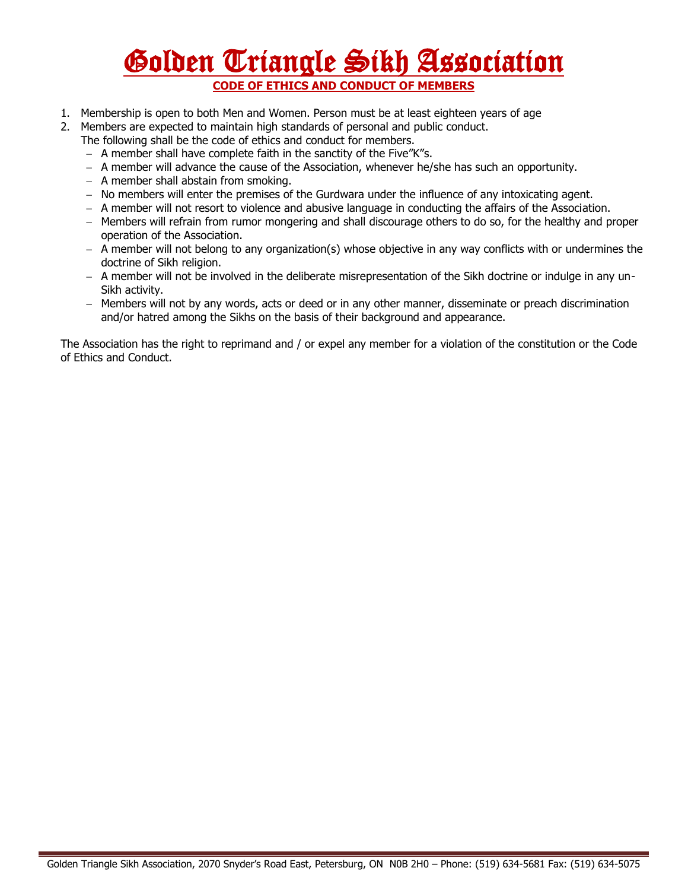# Golden Triangle Sikh Association

## CODE OF ETHICS AND CONDUCT OF MEMBERS

1. Membership is open to both Men and Women. Person must be at least eighteen years of age
2. Members are expected to maintain high standards of personal and public conduct.
   The following shall be the code of ethics and conduct for members.
   - A member shall have complete faith in the sanctity of the Five"K"s.
   - A member will advance the cause of the Association, whenever he/she has such an opportunity.
   - A member shall abstain from smoking.
   - No members will enter the premises of the Gurdwara under the influence of any intoxicating agent.
   - A member will not resort to violence and abusive language in conducting the affairs of the Association.
   - Members will refrain from rumor mongering and shall discourage others to do so, for the healthy and proper operation of the Association.
   - A member will not belong to any organization(s) whose objective in any way conflicts with or undermines the doctrine of Sikh religion.
   - A member will not be involved in the deliberate misrepresentation of the Sikh doctrine or indulge in any un-Sikh activity.
   - Members will not by any words, acts or deed or in any other manner, disseminate or preach discrimination and/or hatred among the Sikhs on the basis of their background and appearance.

The Association has the right to reprimand and / or expel any member for a violation of the constitution or the Code of Ethics and Conduct.